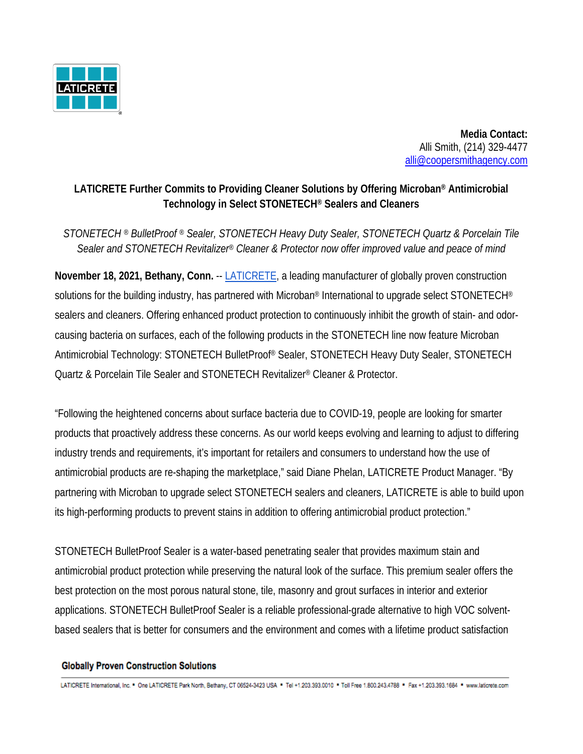LATICRETE

**Media Contact:**
Alli Smith, (214) 329-4477
alli@coopersmithagency.com

**LATICRETE Further Commits to Providing Cleaner Solutions by Offering Microban® Antimicrobial Technology in Select STONETECH® Sealers and Cleaners**

*STONETECH ® BulletProof ® Sealer, STONETECH Heavy Duty Sealer, STONETECH Quartz & Porcelain Tile Sealer and STONETECH Revitalizer® Cleaner & Protector now offer improved value and peace of mind*

**November 18, 2021, Bethany, Conn.** -- LATICRETE, a leading manufacturer of globally proven construction solutions for the building industry, has partnered with Microban® International to upgrade select STONETECH® sealers and cleaners. Offering enhanced product protection to continuously inhibit the growth of stain- and odor-causing bacteria on surfaces, each of the following products in the STONETECH line now feature Microban Antimicrobial Technology: STONETECH BulletProof® Sealer, STONETECH Heavy Duty Sealer, STONETECH Quartz & Porcelain Tile Sealer and STONETECH Revitalizer® Cleaner & Protector.

"Following the heightened concerns about surface bacteria due to COVID-19, people are looking for smarter products that proactively address these concerns. As our world keeps evolving and learning to adjust to differing industry trends and requirements, it's important for retailers and consumers to understand how the use of antimicrobial products are re-shaping the marketplace," said Diane Phelan, LATICRETE Product Manager. "By partnering with Microban to upgrade select STONETECH sealers and cleaners, LATICRETE is able to build upon its high-performing products to prevent stains in addition to offering antimicrobial product protection."

STONETECH BulletProof Sealer is a water-based penetrating sealer that provides maximum stain and antimicrobial product protection while preserving the natural look of the surface. This premium sealer offers the best protection on the most porous natural stone, tile, masonry and grout surfaces in interior and exterior applications. STONETECH BulletProof Sealer is a reliable professional-grade alternative to high VOC solvent-based sealers that is better for consumers and the environment and comes with a lifetime product satisfaction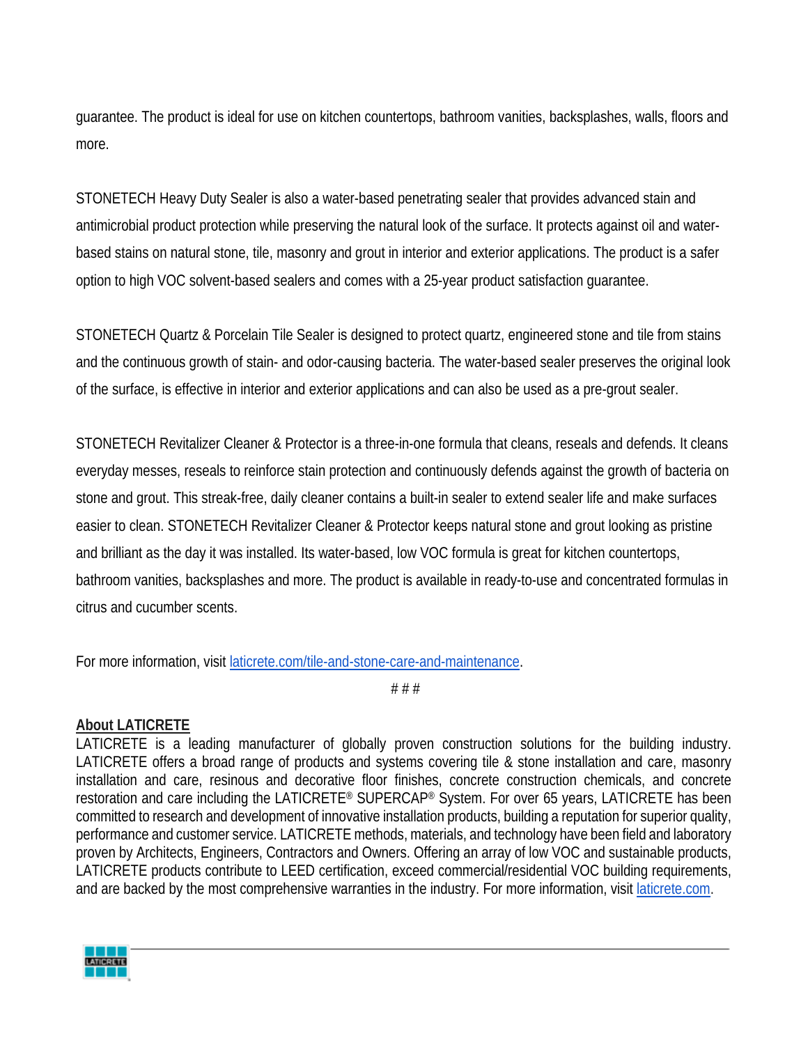guarantee. The product is ideal for use on kitchen countertops, bathroom vanities, backsplashes, walls, floors and more.

STONETECH Heavy Duty Sealer is also a water-based penetrating sealer that provides advanced stain and antimicrobial product protection while preserving the natural look of the surface. It protects against oil and water-based stains on natural stone, tile, masonry and grout in interior and exterior applications. The product is a safer option to high VOC solvent-based sealers and comes with a 25-year product satisfaction guarantee.

STONETECH Quartz & Porcelain Tile Sealer is designed to protect quartz, engineered stone and tile from stains and the continuous growth of stain- and odor-causing bacteria. The water-based sealer preserves the original look of the surface, is effective in interior and exterior applications and can also be used as a pre-grout sealer.

STONETECH Revitalizer Cleaner & Protector is a three-in-one formula that cleans, reseals and defends. It cleans everyday messes, reseals to reinforce stain protection and continuously defends against the growth of bacteria on stone and grout. This streak-free, daily cleaner contains a built-in sealer to extend sealer life and make surfaces easier to clean. STONETECH Revitalizer Cleaner & Protector keeps natural stone and grout looking as pristine and brilliant as the day it was installed. Its water-based, low VOC formula is great for kitchen countertops, bathroom vanities, backsplashes and more. The product is available in ready-to-use and concentrated formulas in citrus and cucumber scents.

For more information, visit laticrete.com/tile-and-stone-care-and-maintenance.

# # #

**About LATICRETE**

LATICRETE is a leading manufacturer of globally proven construction solutions for the building industry. LATICRETE offers a broad range of products and systems covering tile & stone installation and care, masonry installation and care, resinous and decorative floor finishes, concrete construction chemicals, and concrete restoration and care including the LATICRETE® SUPERCAP® System. For over 65 years, LATICRETE has been committed to research and development of innovative installation products, building a reputation for superior quality, performance and customer service. LATICRETE methods, materials, and technology have been field and laboratory proven by Architects, Engineers, Contractors and Owners. Offering an array of low VOC and sustainable products, LATICRETE products contribute to LEED certification, exceed commercial/residential VOC building requirements, and are backed by the most comprehensive warranties in the industry. For more information, visit laticrete.com.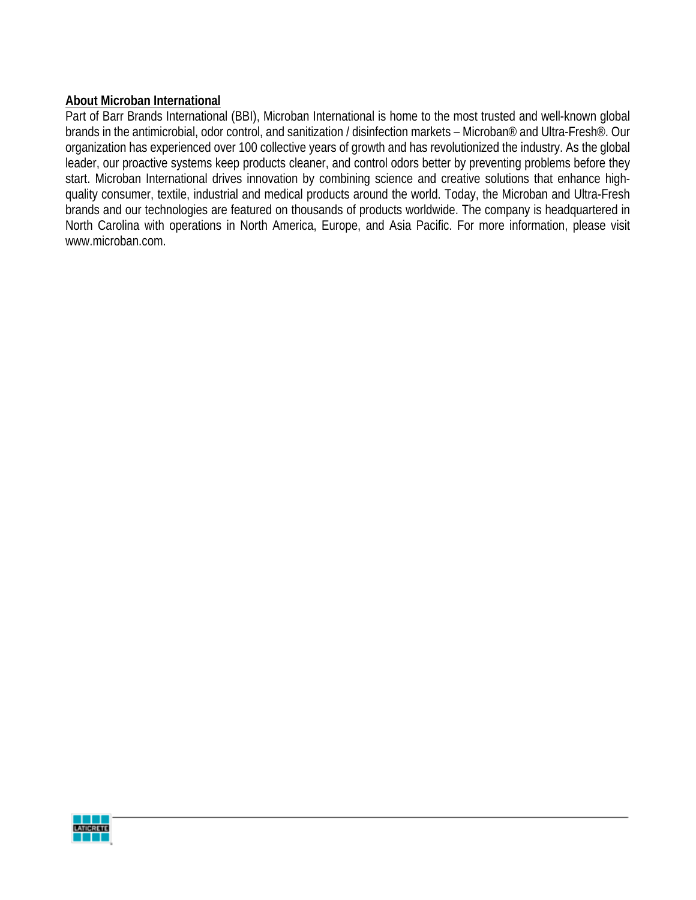**About Microban International**

Part of Barr Brands International (BBI), Microban International is home to the most trusted and well-known global brands in the antimicrobial, odor control, and sanitization / disinfection markets – Microban® and Ultra-Fresh®. Our organization has experienced over 100 collective years of growth and has revolutionized the industry. As the global leader, our proactive systems keep products cleaner, and control odors better by preventing problems before they start. Microban International drives innovation by combining science and creative solutions that enhance high-quality consumer, textile, industrial and medical products around the world. Today, the Microban and Ultra-Fresh brands and our technologies are featured on thousands of products worldwide. The company is headquartered in North Carolina with operations in North America, Europe, and Asia Pacific. For more information, please visit www.microban.com.